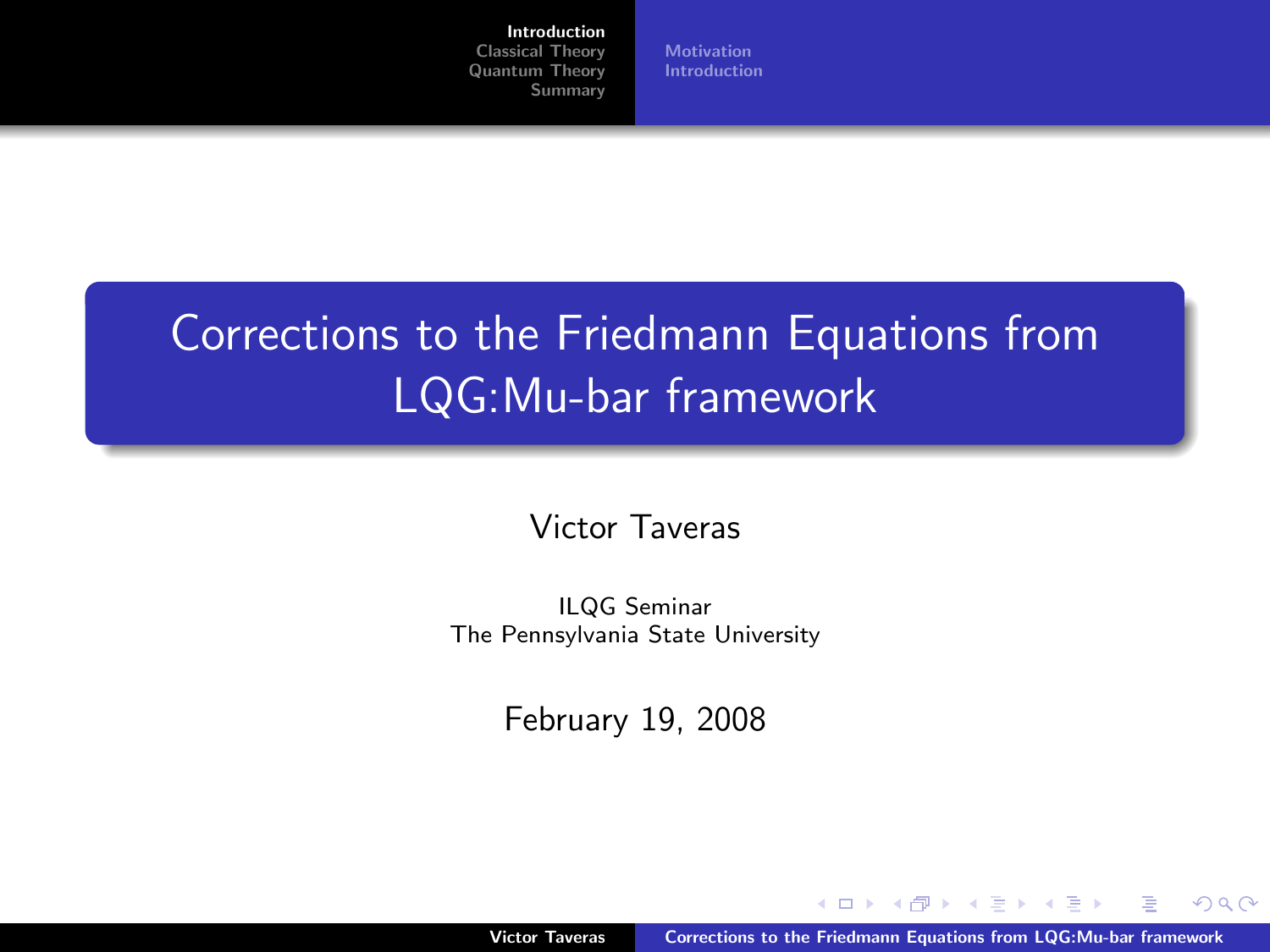# Corrections to the Friedmann Equations from LQG:Mu-bar framework

Victor Taveras

ILQG Seminar
The Pennsylvania State University

February 19, 2008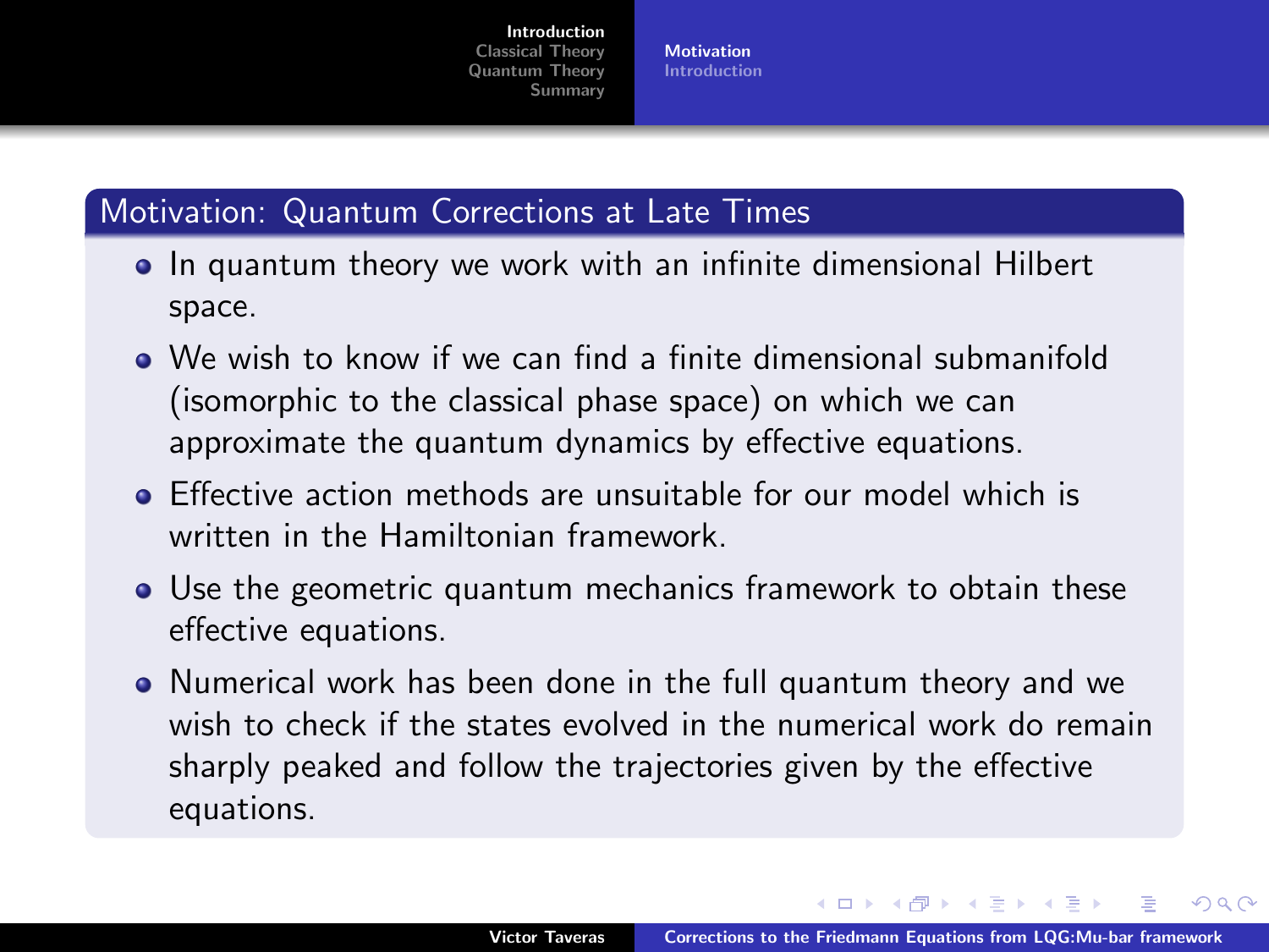## Motivation: Quantum Corrections at Late Times

- In quantum theory we work with an infinite dimensional Hilbert space.
- We wish to know if we can find a finite dimensional submanifold (isomorphic to the classical phase space) on which we can approximate the quantum dynamics by effective equations.
- Effective action methods are unsuitable for our model which is written in the Hamiltonian framework.
- Use the geometric quantum mechanics framework to obtain these effective equations.
- Numerical work has been done in the full quantum theory and we wish to check if the states evolved in the numerical work do remain sharply peaked and follow the trajectories given by the effective equations.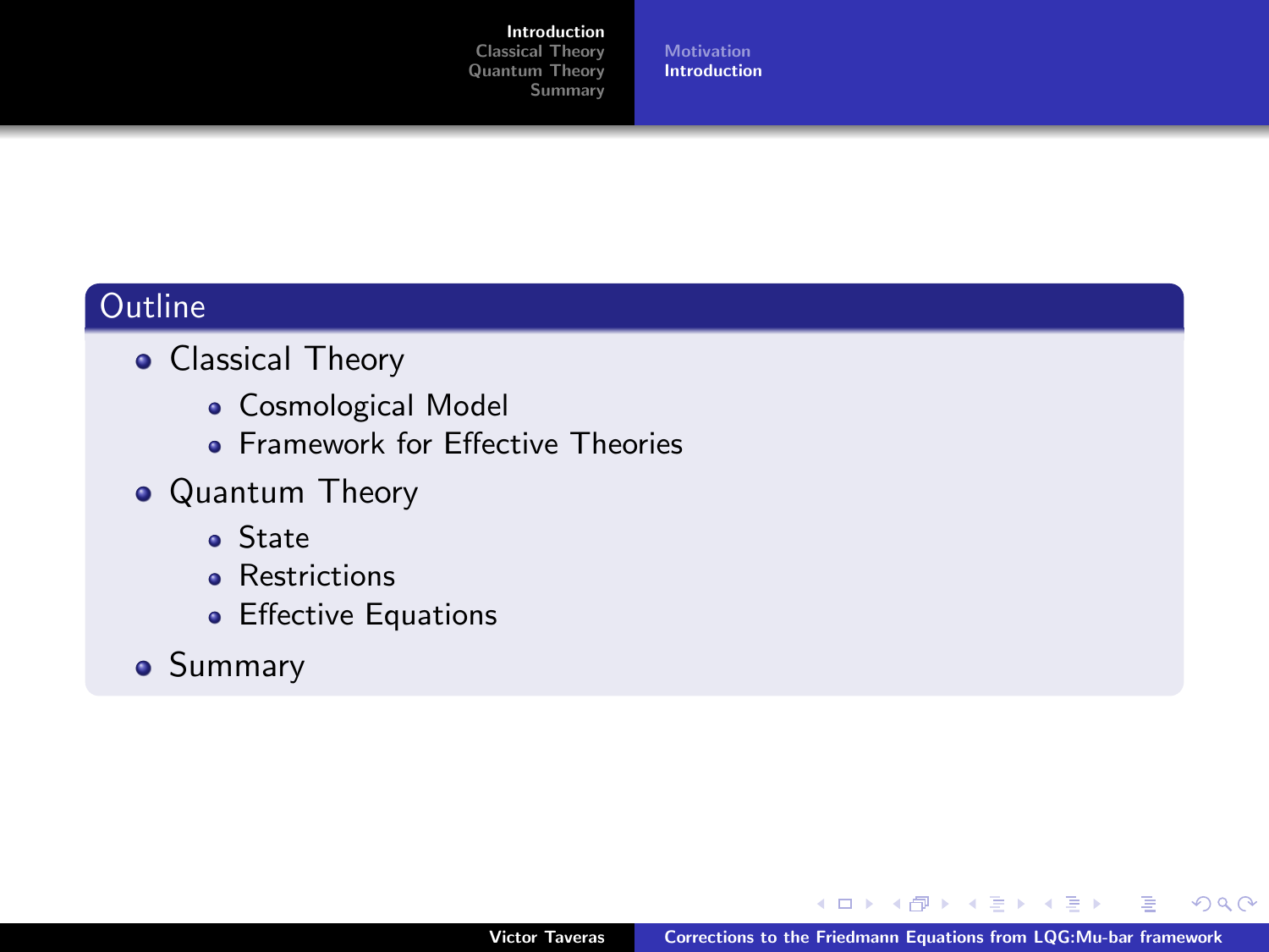## Outline

- Classical Theory
  - Cosmological Model
  - Framework for Effective Theories
- Quantum Theory
  - State
  - Restrictions
  - Effective Equations
- Summary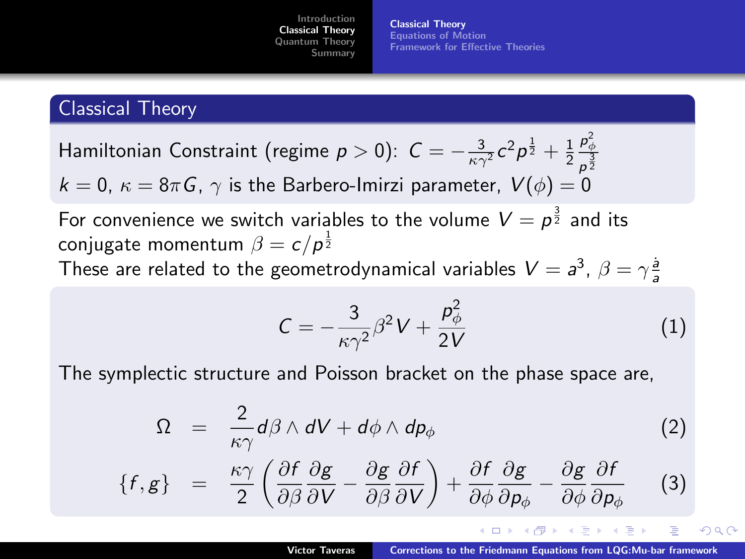## Classical Theory

Hamiltonian Constraint (regime $p > 0$): $C = -\frac{3}{\kappa\gamma^2}c^2 p^{\frac{1}{2}} + \frac{1}{2}\frac{p_\phi^2}{p^{\frac{3}{2}}}$

$k = 0$, $\kappa = 8\pi G$, $\gamma$ is the Barbero-Imirzi parameter, $V(\phi) = 0$

For convenience we switch variables to the volume $V = p^{\frac{3}{2}}$ and its conjugate momentum $\beta = c/p^{\frac{1}{2}}$

These are related to the geometrodynamical variables $V = a^3$, $\beta = \gamma\frac{\dot{a}}{a}$

$$C = -\frac{3}{\kappa\gamma^2}\beta^2 V + \frac{p_\phi^2}{2V} \tag{1}$$

The symplectic structure and Poisson bracket on the phase space are,

$$\Omega = \frac{2}{\kappa\gamma} d\beta \wedge dV + d\phi \wedge dp_\phi \tag{2}$$

$$\{f, g\} = \frac{\kappa\gamma}{2}\left(\frac{\partial f}{\partial \beta}\frac{\partial g}{\partial V} - \frac{\partial g}{\partial \beta}\frac{\partial f}{\partial V}\right) + \frac{\partial f}{\partial \phi}\frac{\partial g}{\partial p_\phi} - \frac{\partial g}{\partial \phi}\frac{\partial f}{\partial p_\phi} \tag{3}$$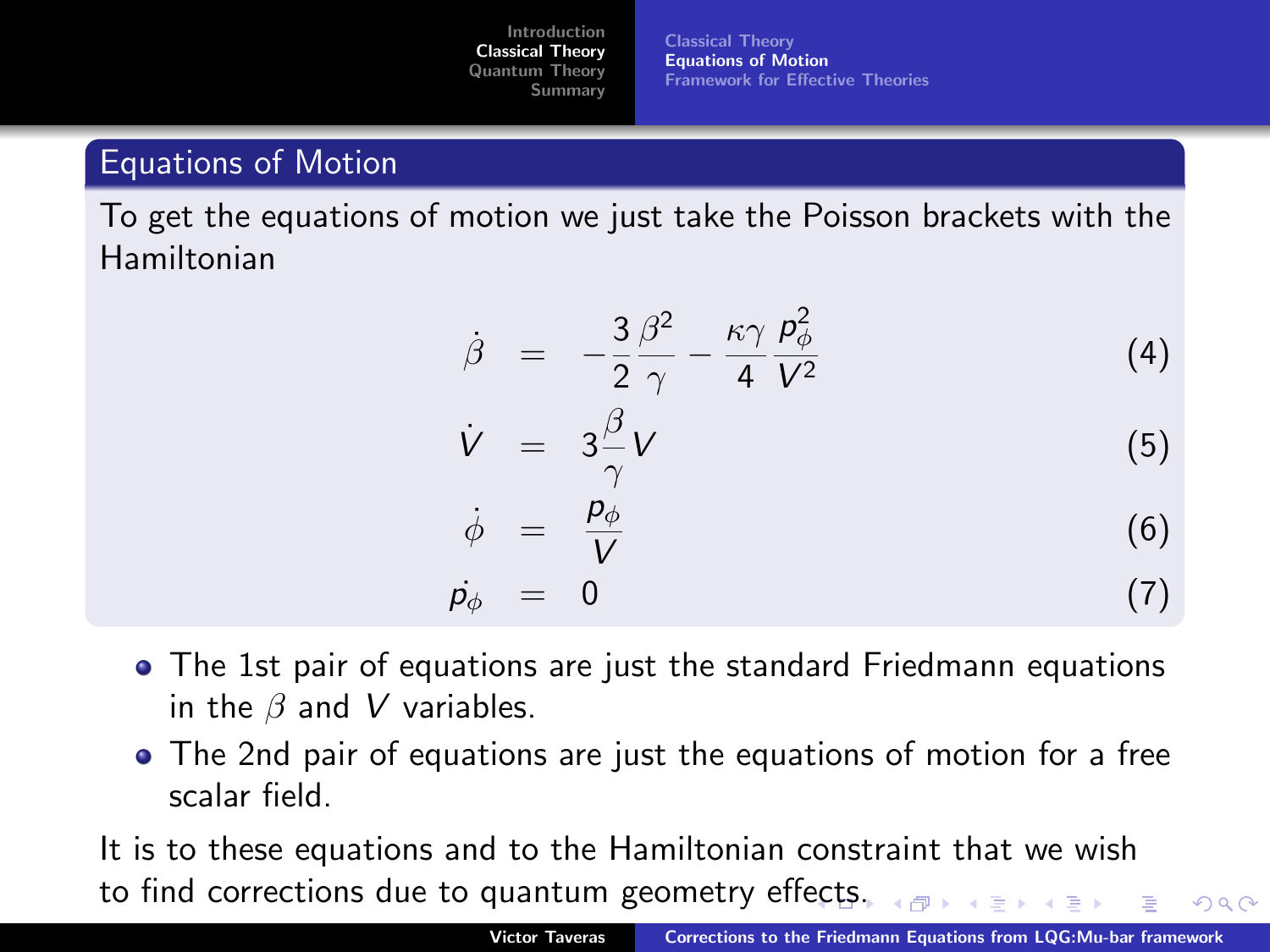## Equations of Motion

To get the equations of motion we just take the Poisson brackets with the Hamiltonian

$$\dot{\beta} = -\frac{3}{2}\frac{\beta^2}{\gamma} - \frac{\kappa\gamma}{4}\frac{p_\phi^2}{V^2} \tag{4}$$

$$\dot{V} = 3\frac{\beta}{\gamma}V \tag{5}$$

$$\dot{\phi} = \frac{p_\phi}{V} \tag{6}$$

$$\dot{p_\phi} = 0 \tag{7}$$

- The 1st pair of equations are just the standard Friedmann equations in the $\beta$ and $V$ variables.
- The 2nd pair of equations are just the equations of motion for a free scalar field.

It is to these equations and to the Hamiltonian constraint that we wish to find corrections due to quantum geometry effects.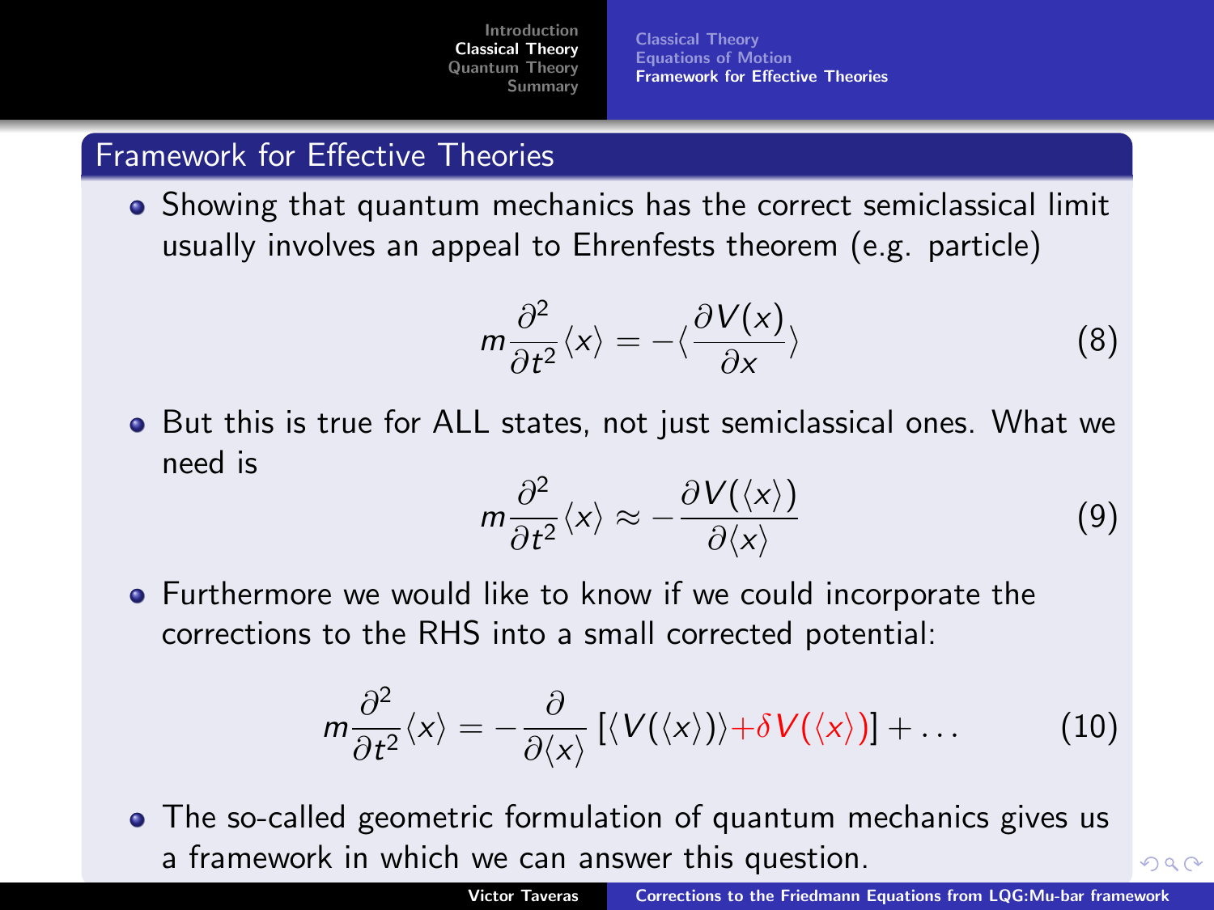## Framework for Effective Theories

- Showing that quantum mechanics has the correct semiclassical limit usually involves an appeal to Ehrenfests theorem (e.g. particle)

$$m\frac{\partial^2}{\partial t^2}\langle x\rangle = -\langle\frac{\partial V(x)}{\partial x}\rangle \tag{8}$$

- But this is true for ALL states, not just semiclassical ones. What we need is

$$m\frac{\partial^2}{\partial t^2}\langle x\rangle \approx -\frac{\partial V(\langle x\rangle)}{\partial\langle x\rangle} \tag{9}$$

- Furthermore we would like to know if we could incorporate the corrections to the RHS into a small corrected potential:

$$m\frac{\partial^2}{\partial t^2}\langle x\rangle = -\frac{\partial}{\partial\langle x\rangle}\left[\langle V(\langle x\rangle)\rangle + \delta V(\langle x\rangle)\right] + \ldots \tag{10}$$

- The so-called geometric formulation of quantum mechanics gives us a framework in which we can answer this question.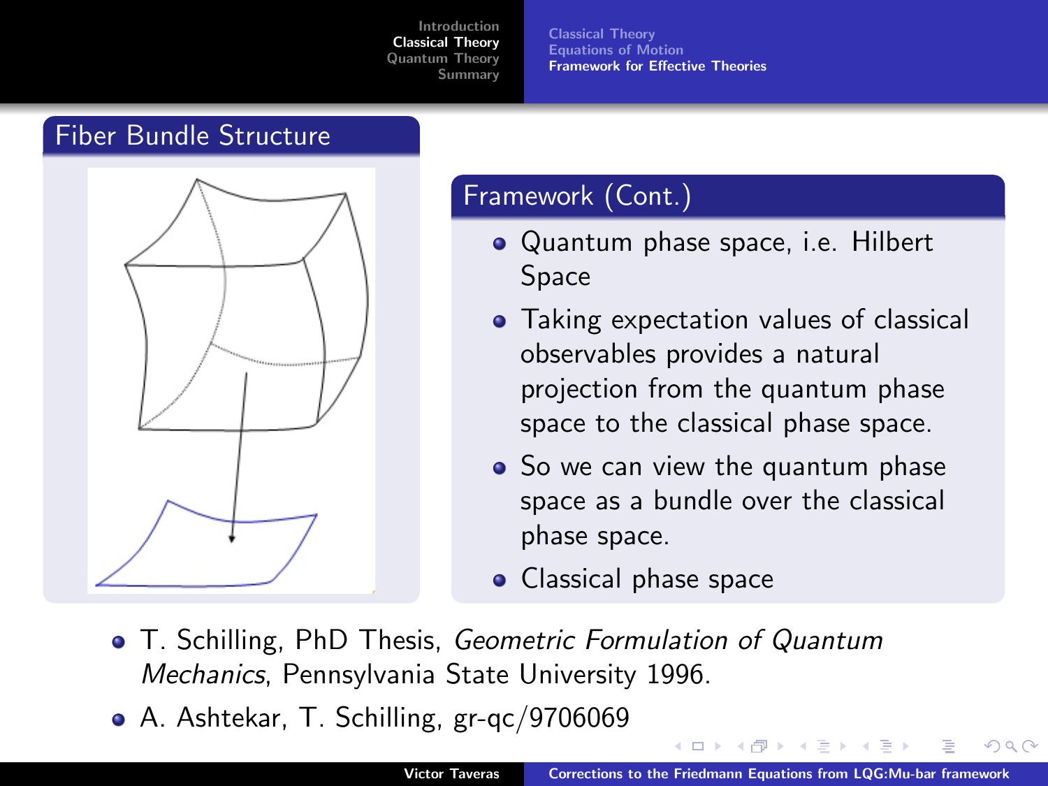## Fiber Bundle Structure

## Framework (Cont.)

- Quantum phase space, i.e. Hilbert Space
- Taking expectation values of classical observables provides a natural projection from the quantum phase space to the classical phase space.
- So we can view the quantum phase space as a bundle over the classical phase space.
- Classical phase space

- T. Schilling, PhD Thesis, *Geometric Formulation of Quantum Mechanics*, Pennsylvania State University 1996.
- A. Ashtekar, T. Schilling, gr-qc/9706069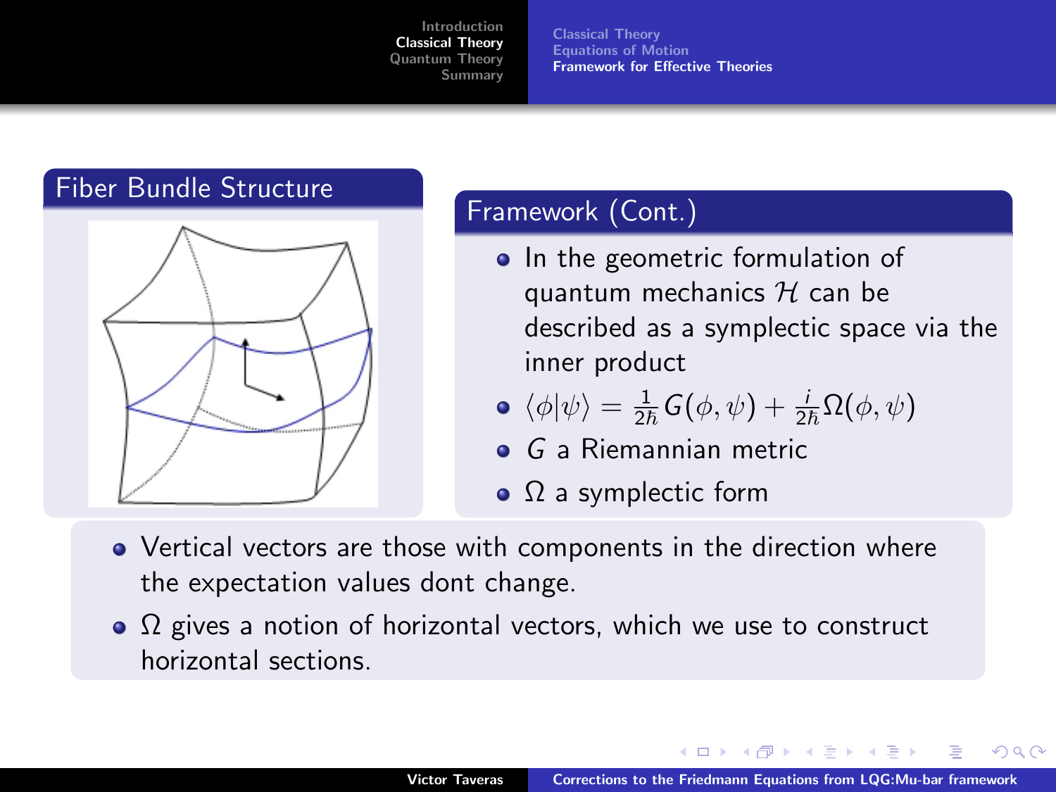## Fiber Bundle Structure

## Framework (Cont.)

- In the geometric formulation of quantum mechanics $\mathcal{H}$ can be described as a symplectic space via the inner product
- $\langle\phi|\psi\rangle = \frac{1}{2\hbar}G(\phi,\psi) + \frac{i}{2\hbar}\Omega(\phi,\psi)$
- $G$ a Riemannian metric
- $\Omega$ a symplectic form

- Vertical vectors are those with components in the direction where the expectation values dont change.
- $\Omega$ gives a notion of horizontal vectors, which we use to construct horizontal sections.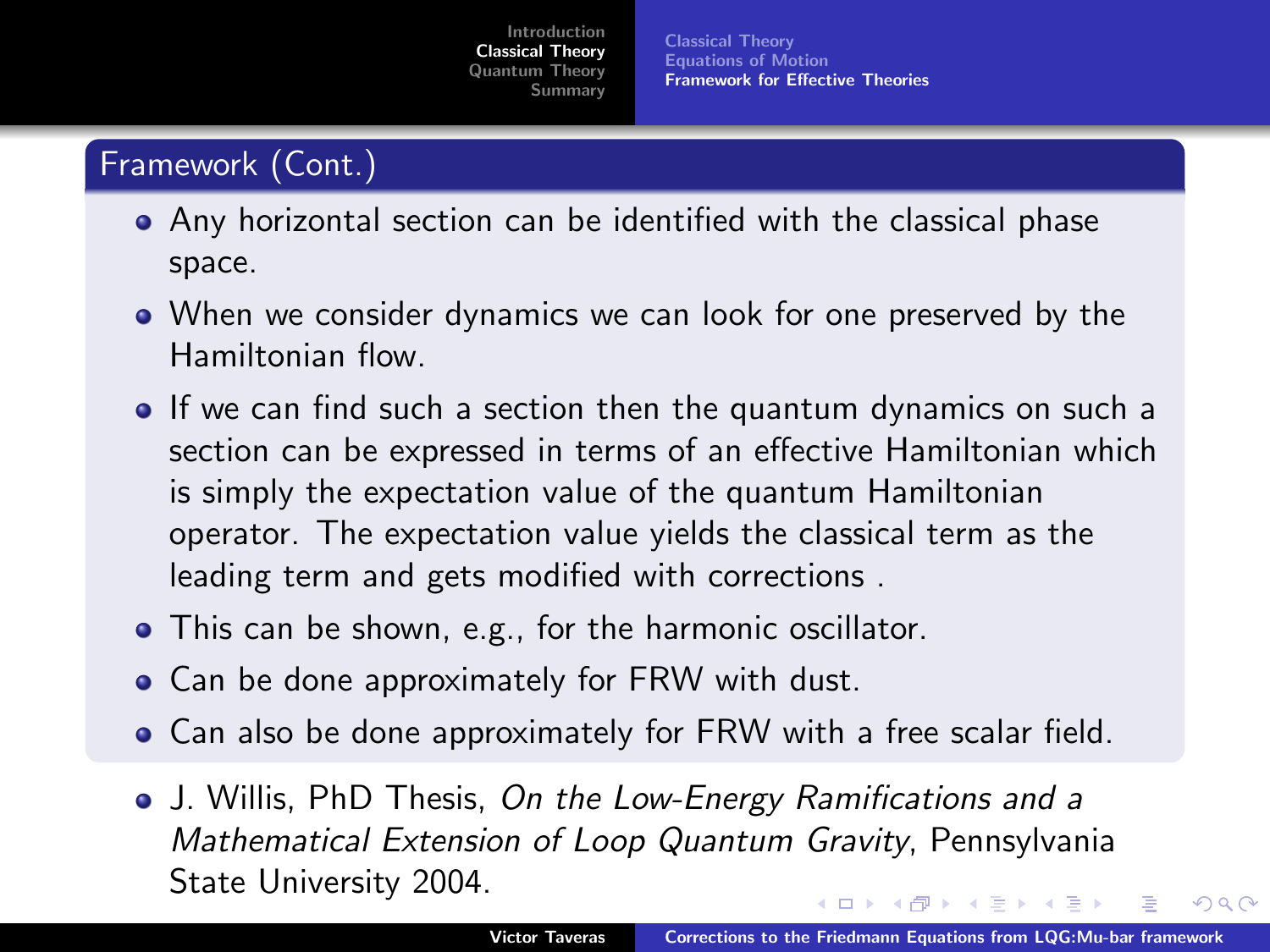## Framework (Cont.)

- Any horizontal section can be identified with the classical phase space.
- When we consider dynamics we can look for one preserved by the Hamiltonian flow.
- If we can find such a section then the quantum dynamics on such a section can be expressed in terms of an effective Hamiltonian which is simply the expectation value of the quantum Hamiltonian operator. The expectation value yields the classical term as the leading term and gets modified with corrections .
- This can be shown, e.g., for the harmonic oscillator.
- Can be done approximately for FRW with dust.
- Can also be done approximately for FRW with a free scalar field.

- J. Willis, PhD Thesis, *On the Low-Energy Ramifications and a Mathematical Extension of Loop Quantum Gravity*, Pennsylvania State University 2004.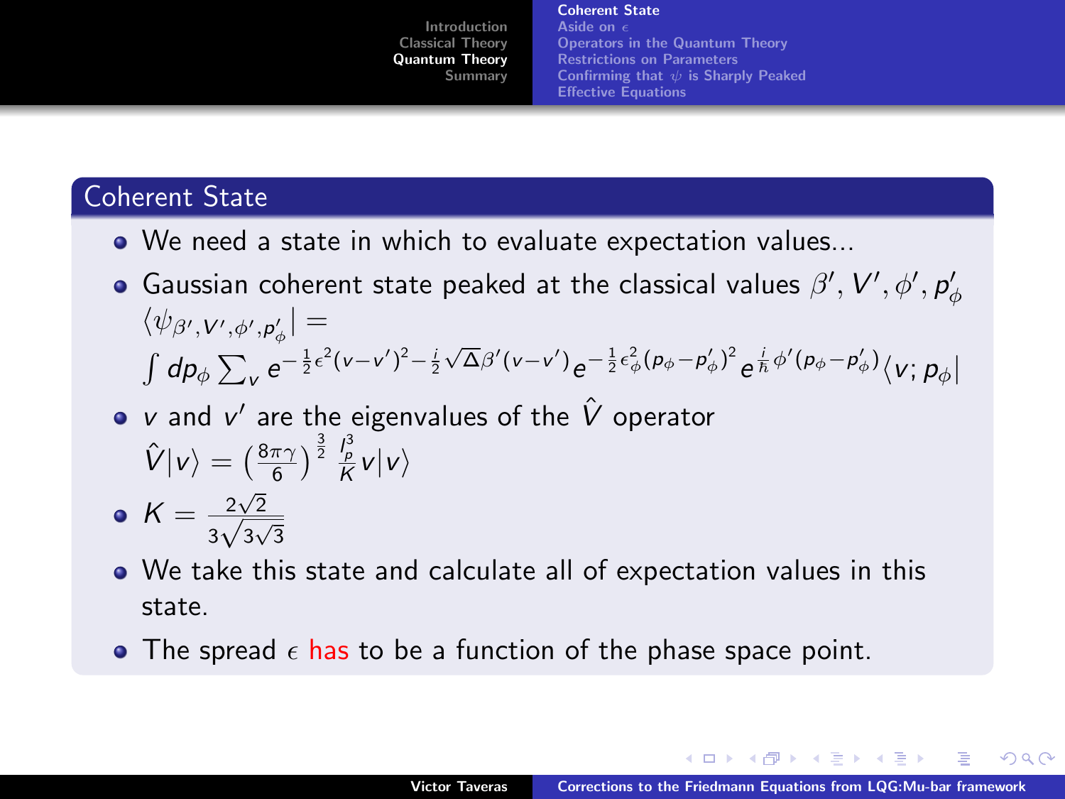## Coherent State

- We need a state in which to evaluate expectation values...
- Gaussian coherent state peaked at the classical values $\beta', V', \phi', p'_\phi$
  $\langle \psi_{\beta', V', \phi', p'_\phi} | =$
  $\int dp_\phi \sum_v e^{-\frac{1}{2}\epsilon^2 (v - v')^2 - \frac{i}{2}\sqrt{\Delta}\beta'(v - v')} e^{-\frac{1}{2}\epsilon_\phi^2 (p_\phi - p'_\phi)^2} e^{\frac{i}{\hbar}\phi'(p_\phi - p'_\phi)} \langle v; p_\phi |$
- $v$ and $v'$ are the eigenvalues of the $\hat{V}$ operator
  $\hat{V}|v\rangle = \left(\frac{8\pi\gamma}{6}\right)^{\frac{3}{2}} \frac{l_p^3}{K} v |v\rangle$
- $K = \frac{2\sqrt{2}}{3\sqrt{3\sqrt{3}}}$
- We take this state and calculate all of expectation values in this state.
- The spread $\epsilon$ has to be a function of the phase space point.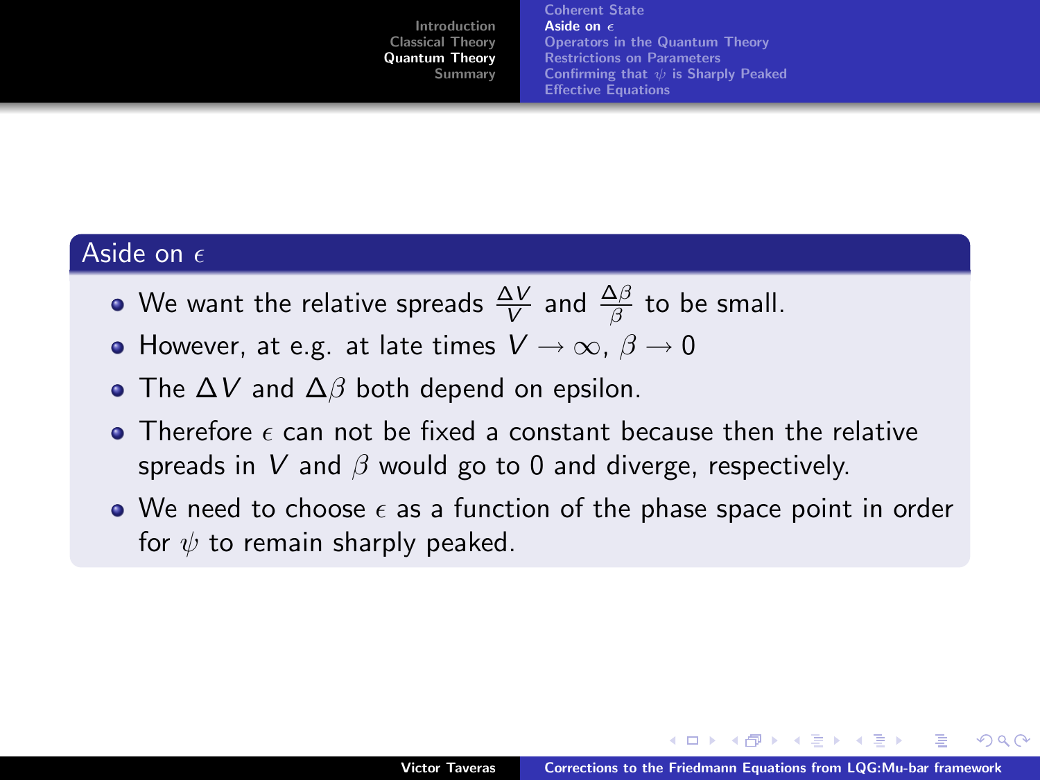## Aside on $\epsilon$

- We want the relative spreads $\frac{\Delta V}{V}$ and $\frac{\Delta \beta}{\beta}$ to be small.
- However, at e.g. at late times $V \to \infty$, $\beta \to 0$
- The $\Delta V$ and $\Delta\beta$ both depend on epsilon.
- Therefore $\epsilon$ can not be fixed a constant because then the relative spreads in $V$ and $\beta$ would go to 0 and diverge, respectively.
- We need to choose $\epsilon$ as a function of the phase space point in order for $\psi$ to remain sharply peaked.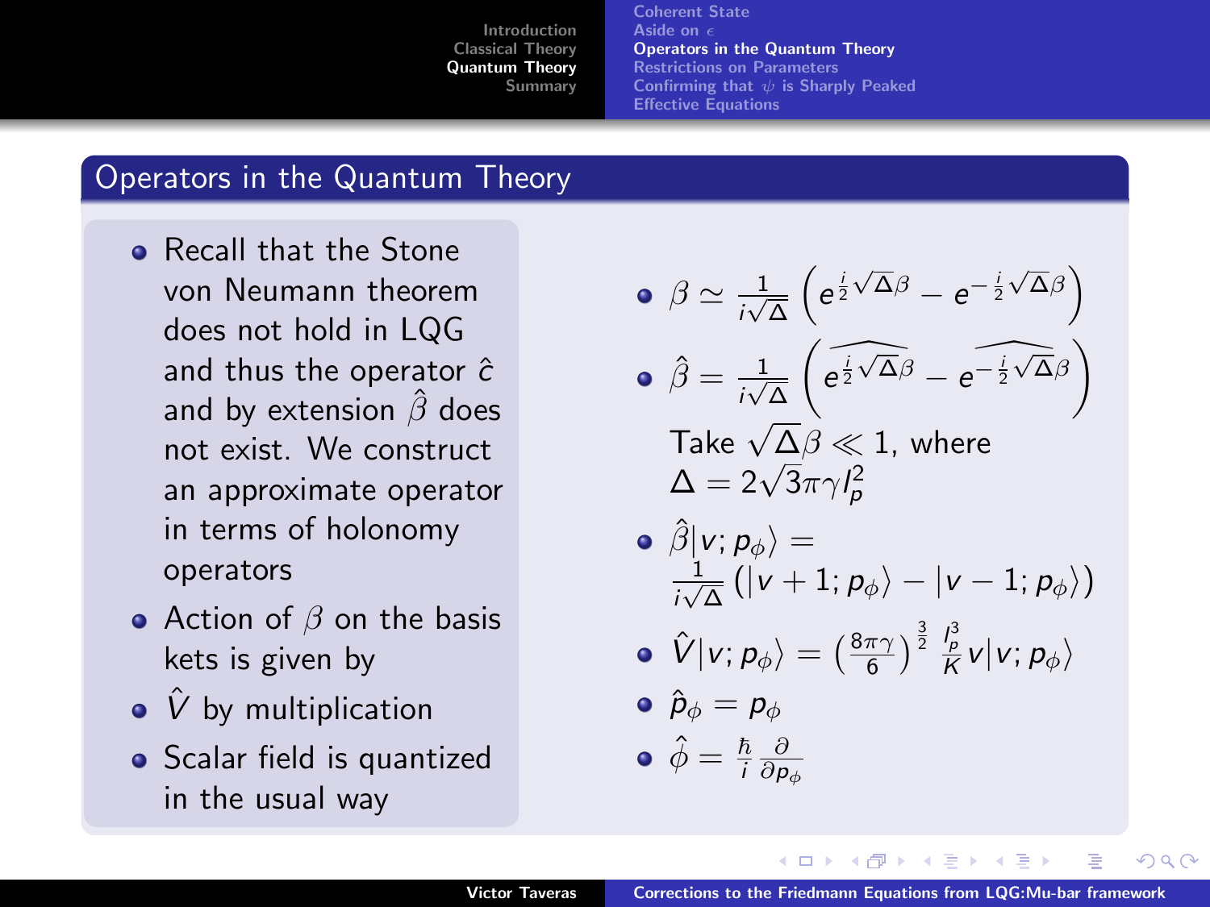## Operators in the Quantum Theory

- Recall that the Stone von Neumann theorem does not hold in LQG and thus the operator $\hat{c}$ and by extension $\hat{\beta}$ does not exist. We construct an approximate operator in terms of holonomy operators
- Action of $\beta$ on the basis kets is given by
- $\hat{V}$ by multiplication
- Scalar field is quantized in the usual way

---

- $\beta \simeq \frac{1}{i\sqrt{\Delta}} \left( e^{\frac{i}{2}\sqrt{\Delta}\beta} - e^{-\frac{i}{2}\sqrt{\Delta}\beta} \right)$
- $\hat{\beta} = \frac{1}{i\sqrt{\Delta}} \left( \widehat{e^{\frac{i}{2}\sqrt{\Delta}\beta}} - \widehat{e^{-\frac{i}{2}\sqrt{\Delta}\beta}} \right)$

  Take $\sqrt{\Delta}\beta \ll 1$, where $\Delta = 2\sqrt{3}\pi\gamma l_p^2$
- $\hat{\beta}|v; p_\phi\rangle = \frac{1}{i\sqrt{\Delta}} \left( |v+1; p_\phi\rangle - |v-1; p_\phi\rangle \right)$
- $\hat{V}|v; p_\phi\rangle = \left( \frac{8\pi\gamma}{6} \right)^{\frac{3}{2}} \frac{l_p^3}{K} v |v; p_\phi\rangle$
- $\hat{p}_\phi = p_\phi$
- $\hat{\phi} = \frac{\hbar}{i} \frac{\partial}{\partial p_\phi}$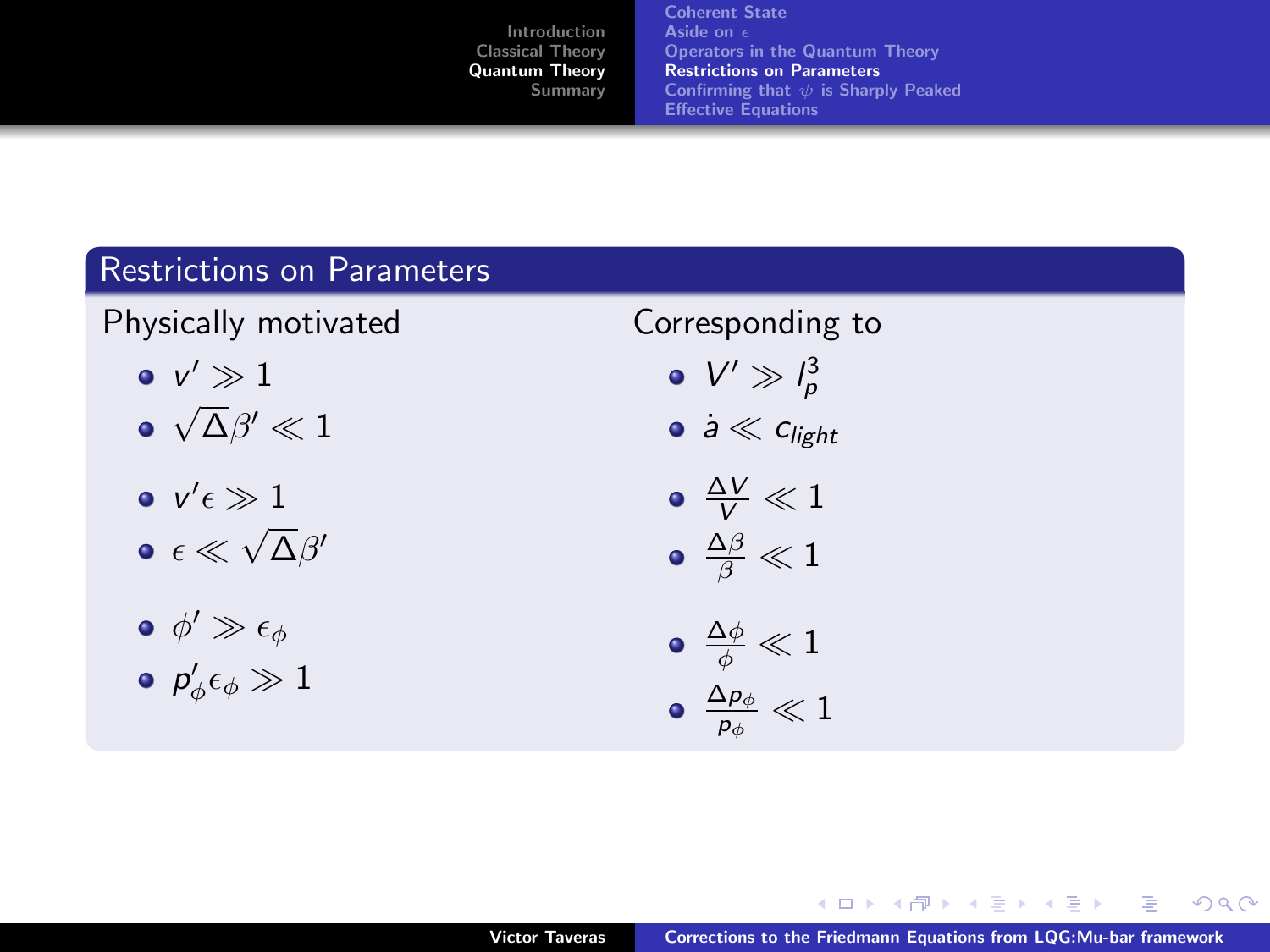## Restrictions on Parameters

| Physically motivated | Corresponding to |
|---|---|
| $v' \gg 1$ | $V' \gg l_p^3$ |
| $\sqrt{\Delta}\beta' \ll 1$ | $\dot{a} \ll c_{light}$ |
| $v'\epsilon \gg 1$ | $\frac{\Delta V}{V} \ll 1$ |
| $\epsilon \ll \sqrt{\Delta}\beta'$ | $\frac{\Delta \beta}{\beta} \ll 1$ |
| $\phi' \gg \epsilon_\phi$ | $\frac{\Delta \phi}{\phi} \ll 1$ |
| $p'_\phi \epsilon_\phi \gg 1$ | $\frac{\Delta p_\phi}{p_\phi} \ll 1$ |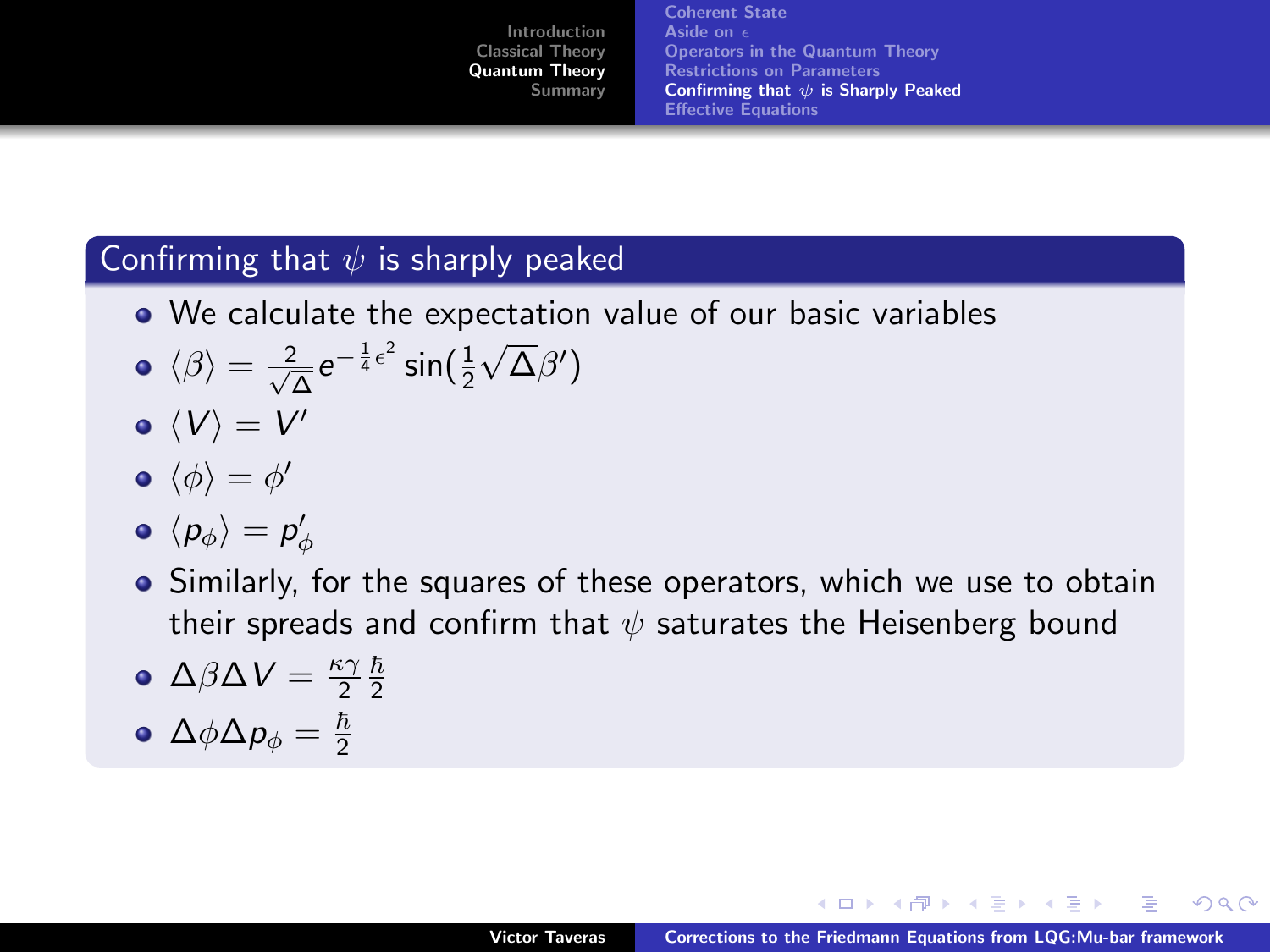## Confirming that $\psi$ is sharply peaked

- We calculate the expectation value of our basic variables
- $\langle \beta \rangle = \frac{2}{\sqrt{\Delta}} e^{-\frac{1}{4}\epsilon^2} \sin(\frac{1}{2}\sqrt{\Delta}\beta')$
- $\langle V \rangle = V'$
- $\langle \phi \rangle = \phi'$
- $\langle p_\phi \rangle = p'_\phi$
- Similarly, for the squares of these operators, which we use to obtain their spreads and confirm that $\psi$ saturates the Heisenberg bound
- $\Delta\beta\Delta V = \frac{\kappa\gamma}{2}\frac{\hbar}{2}$
- $\Delta\phi\Delta p_\phi = \frac{\hbar}{2}$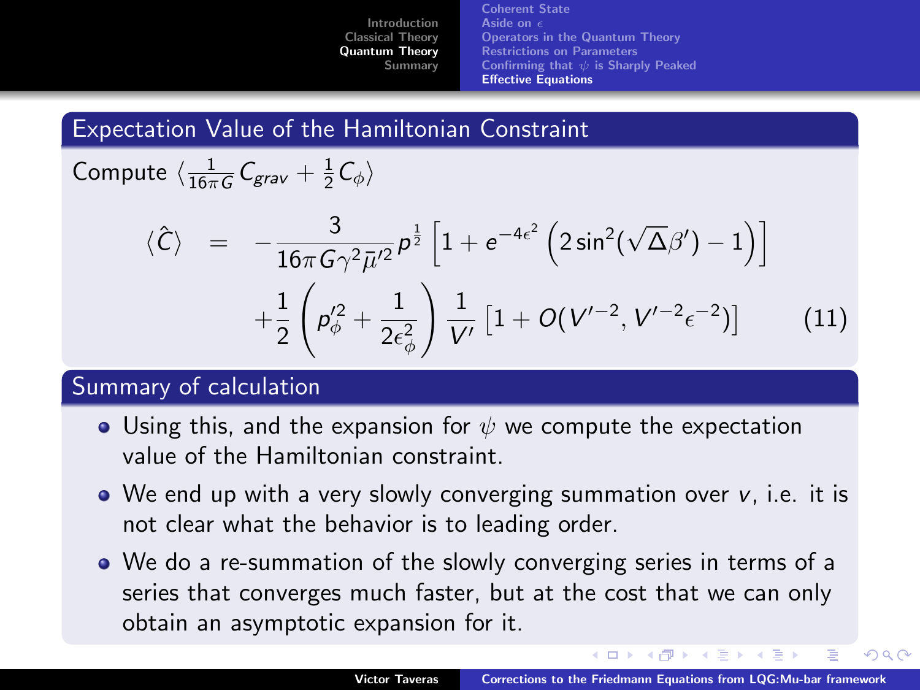## Expectation Value of the Hamiltonian Constraint

Compute $\langle \frac{1}{16\pi G} C_{grav} + \frac{1}{2} C_{\phi} \rangle$

$$
\begin{aligned}
\langle \hat{C} \rangle &= -\frac{3}{16\pi G \gamma^2 \bar{\mu}'^2} p^{\frac{1}{2}} \left[ 1 + e^{-4\epsilon^2} \left( 2\sin^2(\sqrt{\Delta}\beta') - 1 \right) \right] \\
&\quad + \frac{1}{2} \left( p_{\phi}'^2 + \frac{1}{2\epsilon_{\phi}^2} \right) \frac{1}{V'} \left[ 1 + O(V'^{-2}, V'^{-2}\epsilon^{-2}) \right]
\end{aligned}
\tag{11}
$$

## Summary of calculation

- Using this, and the expansion for $\psi$ we compute the expectation value of the Hamiltonian constraint.
- We end up with a very slowly converging summation over $v$, i.e. it is not clear what the behavior is to leading order.
- We do a re-summation of the slowly converging series in terms of a series that converges much faster, but at the cost that we can only obtain an asymptotic expansion for it.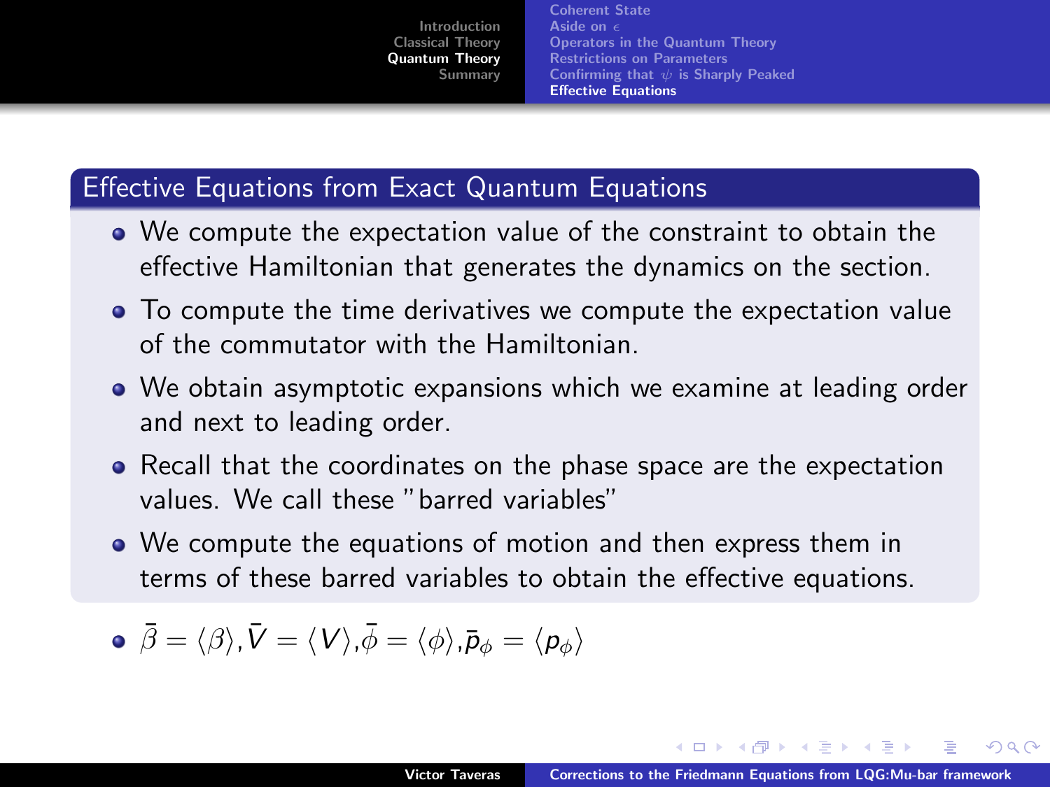## Effective Equations from Exact Quantum Equations

- We compute the expectation value of the constraint to obtain the effective Hamiltonian that generates the dynamics on the section.
- To compute the time derivatives we compute the expectation value of the commutator with the Hamiltonian.
- We obtain asymptotic expansions which we examine at leading order and next to leading order.
- Recall that the coordinates on the phase space are the expectation values. We call these "barred variables"
- We compute the equations of motion and then express them in terms of these barred variables to obtain the effective equations.

- $\bar{\beta} = \langle \beta \rangle$, $\bar{V} = \langle V \rangle$, $\bar{\phi} = \langle \phi \rangle$, $\bar{p}_\phi = \langle p_\phi \rangle$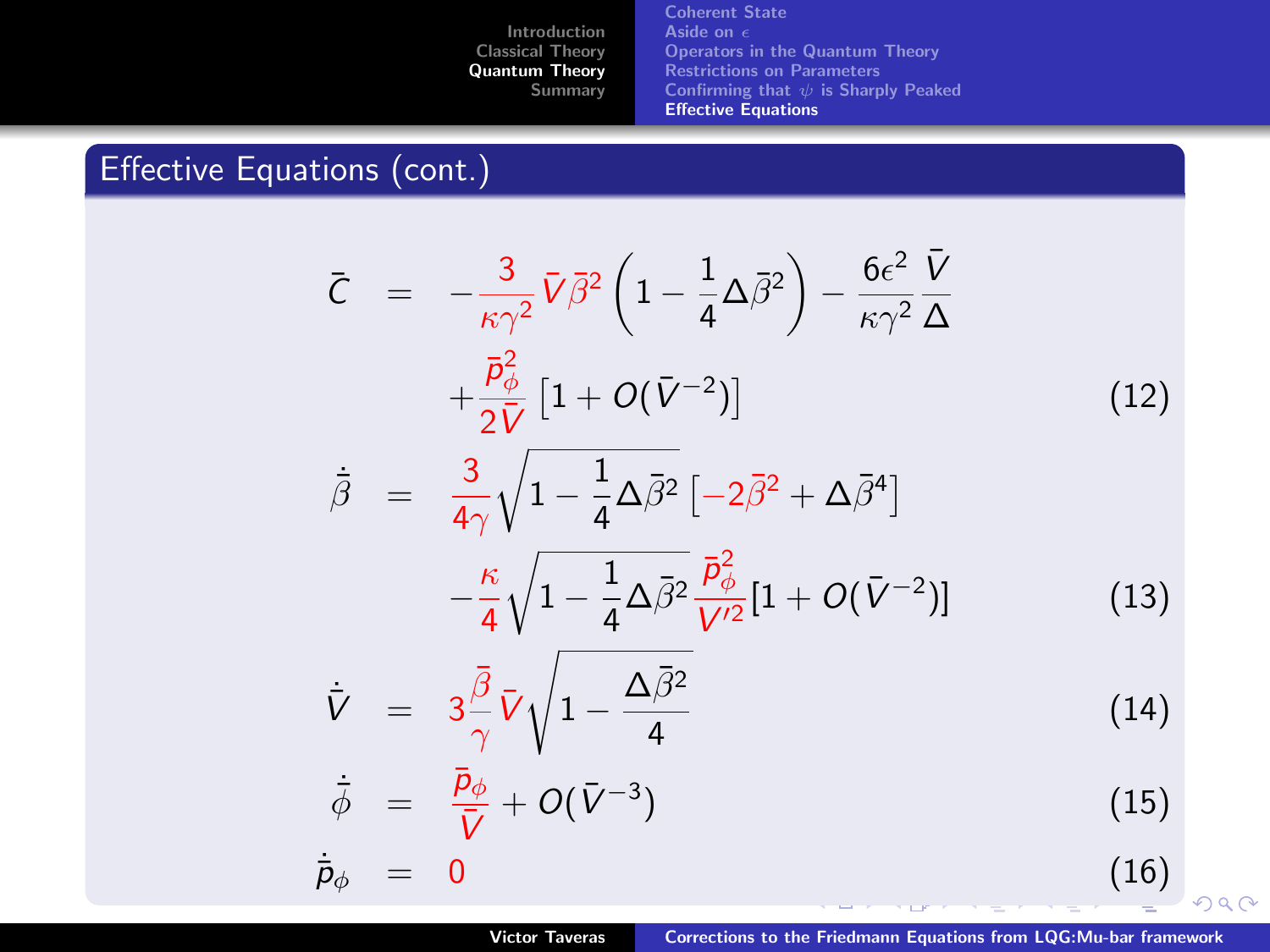## Effective Equations (cont.)

$$
\begin{aligned}
\bar{C} &= -\frac{3}{\kappa\gamma^2}\bar{V}\bar{\beta}^2\left(1-\frac{1}{4}\Delta\bar{\beta}^2\right)-\frac{6\epsilon^2}{\kappa\gamma^2}\frac{\bar{V}}{\Delta} \\
&\quad +\frac{\bar{p}_\phi^2}{2\bar{V}}\left[1+O(\bar{V}^{-2})\right] \qquad (12)
\end{aligned}
$$

$$
\begin{aligned}
\dot{\bar{\beta}} &= \frac{3}{4\gamma}\sqrt{1-\frac{1}{4}\Delta\bar{\beta}^2}\left[-2\bar{\beta}^2+\Delta\bar{\beta}^4\right] \\
&\quad -\frac{\kappa}{4}\sqrt{1-\frac{1}{4}\Delta\bar{\beta}^2}\,\frac{\bar{p}_\phi^2}{V'^2}[1+O(\bar{V}^{-2})] \qquad (13)
\end{aligned}
$$

$$
\dot{\bar{V}} = 3\frac{\bar{\beta}}{\gamma}\bar{V}\sqrt{1-\frac{\Delta\bar{\beta}^2}{4}} \qquad (14)
$$

$$
\dot{\bar{\phi}} = \frac{\bar{p}_\phi}{\bar{V}}+O(\bar{V}^{-3}) \qquad (15)
$$

$$
\dot{\bar{p}}_\phi = 0 \qquad (16)
$$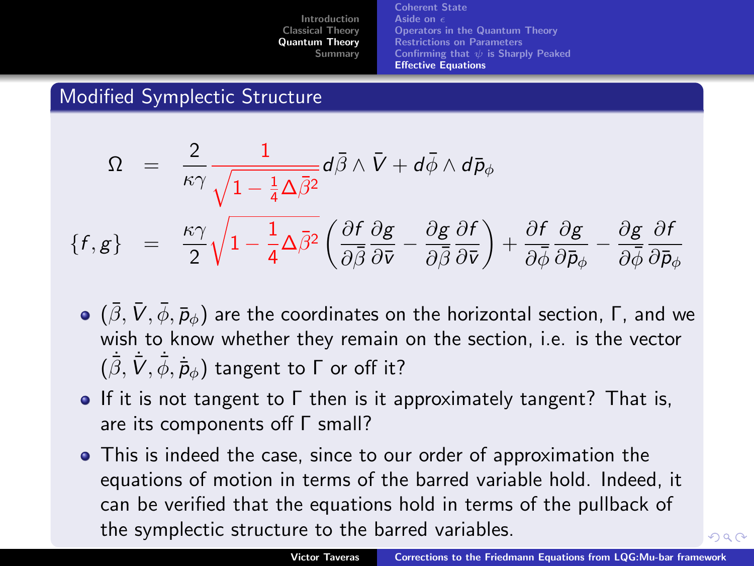## Modified Symplectic Structure

$$
\begin{aligned}
\Omega &= \frac{2}{\kappa\gamma} \frac{1}{\sqrt{1 - \frac{1}{4}\Delta\bar{\beta}^2}} d\bar{\beta} \wedge \bar{V} + d\bar{\phi} \wedge d\bar{p}_\phi \\
\{f, g\} &= \frac{\kappa\gamma}{2} \sqrt{1 - \frac{1}{4}\Delta\bar{\beta}^2} \left( \frac{\partial f}{\partial \bar{\beta}} \frac{\partial g}{\partial \bar{v}} - \frac{\partial g}{\partial \bar{\beta}} \frac{\partial f}{\partial \bar{v}} \right) + \frac{\partial f}{\partial \bar{\phi}} \frac{\partial g}{\partial \bar{p}_\phi} - \frac{\partial g}{\partial \bar{\phi}} \frac{\partial f}{\partial \bar{p}_\phi}
\end{aligned}
$$

- $(\bar{\beta}, \bar{V}, \bar{\phi}, \bar{p}_\phi)$ are the coordinates on the horizontal section, $\Gamma$, and we wish to know whether they remain on the section, i.e. is the vector $(\dot{\bar{\beta}}, \dot{\bar{V}}, \dot{\bar{\phi}}, \dot{\bar{p}}_\phi)$ tangent to $\Gamma$ or off it?
- If it is not tangent to $\Gamma$ then is it approximately tangent? That is, are its components off $\Gamma$ small?
- This is indeed the case, since to our order of approximation the equations of motion in terms of the barred variable hold. Indeed, it can be verified that the equations hold in terms of the pullback of the symplectic structure to the barred variables.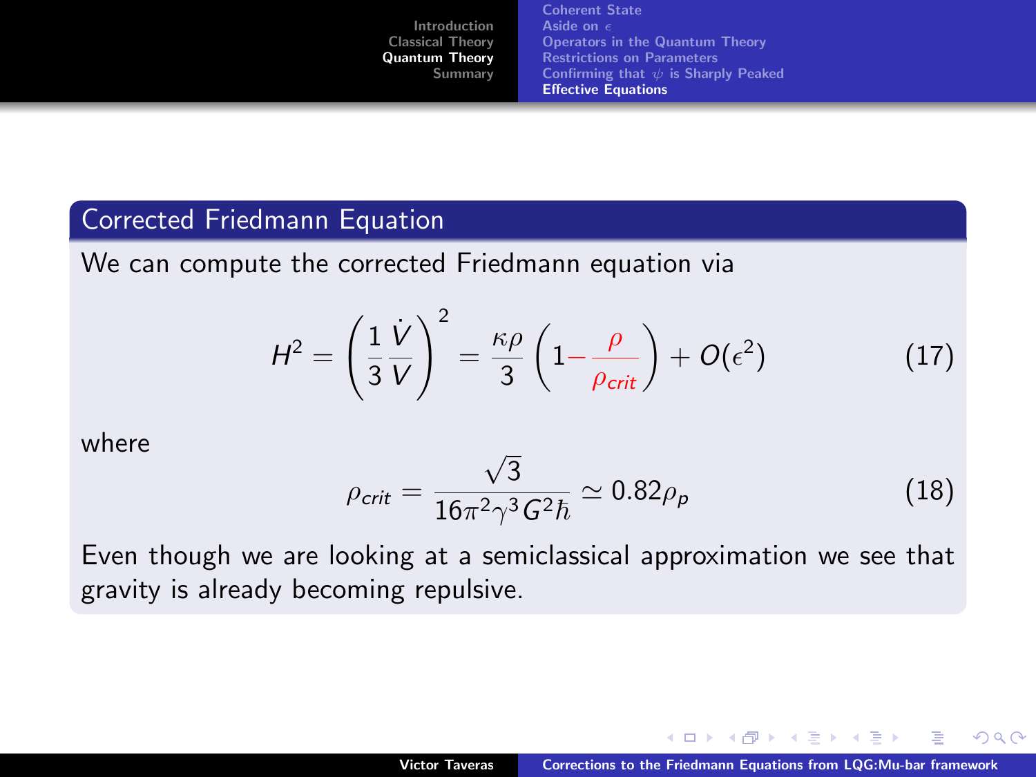## Corrected Friedmann Equation

We can compute the corrected Friedmann equation via

$$H^2 = \left(\frac{1}{3}\frac{\dot{V}}{V}\right)^2 = \frac{\kappa\rho}{3}\left(1 - \frac{\rho}{\rho_{crit}}\right) + O(\epsilon^2) \tag{17}$$

where

$$\rho_{crit} = \frac{\sqrt{3}}{16\pi^2\gamma^3 G^2 \hbar} \simeq 0.82\rho_p \tag{18}$$

Even though we are looking at a semiclassical approximation we see that gravity is already becoming repulsive.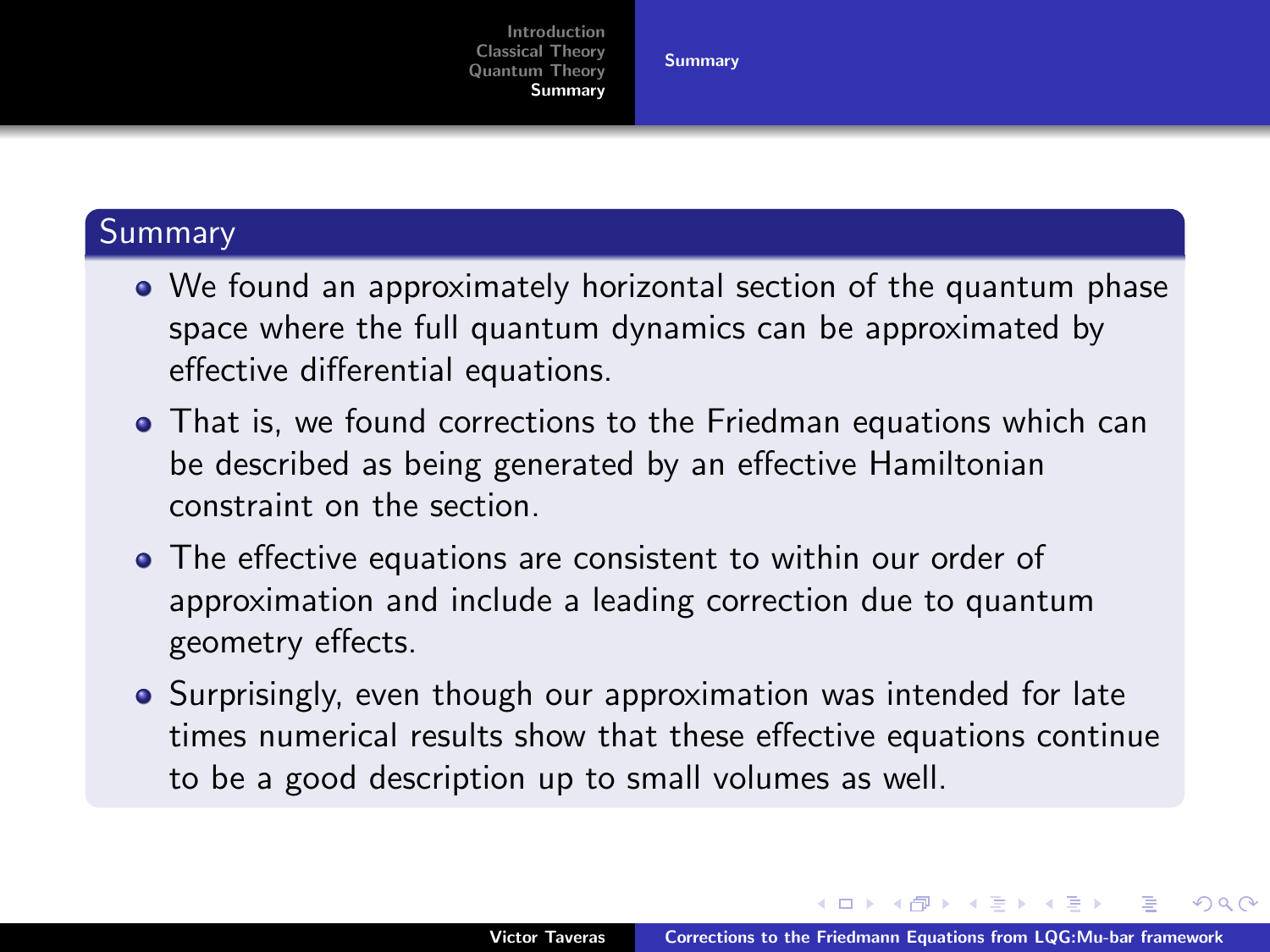## Summary

- We found an approximately horizontal section of the quantum phase space where the full quantum dynamics can be approximated by effective differential equations.
- That is, we found corrections to the Friedman equations which can be described as being generated by an effective Hamiltonian constraint on the section.
- The effective equations are consistent to within our order of approximation and include a leading correction due to quantum geometry effects.
- Surprisingly, even though our approximation was intended for late times numerical results show that these effective equations continue to be a good description up to small volumes as well.